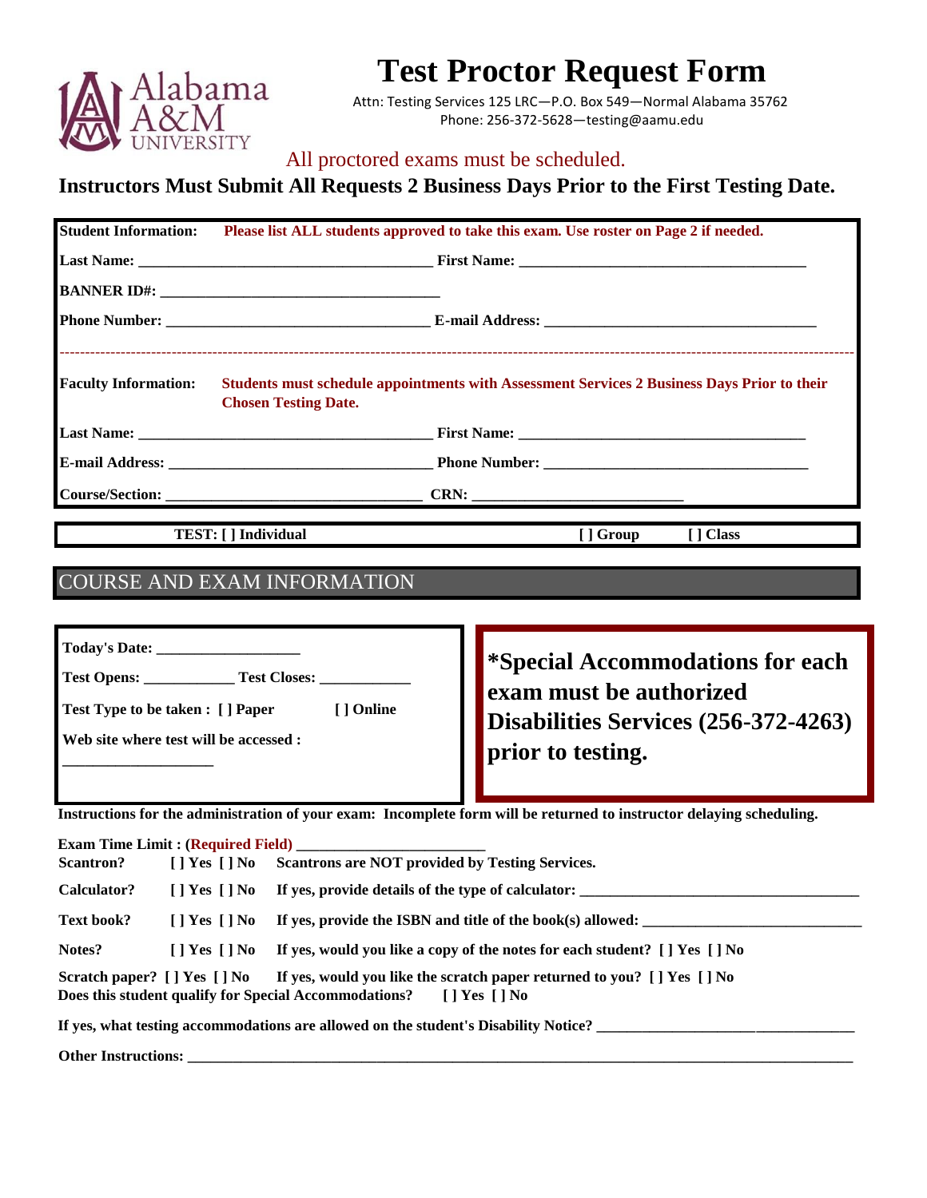Alabama A&M University

# Test Proctor Request Form

Attn: Testing Services 125 LRC—P.O. Box 549—Normal Alabama 35762
Phone: 256-372-5628—testing@aamu.edu

All proctored exams must be scheduled.

**Instructors Must Submit All Requests 2 Business Days Prior to the First Testing Date.**

**Student Information:** **Please list ALL students approved to take this exam. Use roster on Page 2 if needed.**

**Last Name:** ______________________________________ **First Name:** ______________________________________

**BANNER ID#:** ____________________________________

**Phone Number:** __________________________________ **E-mail Address:** ___________________________________

---

**Faculty Information:** **Students must schedule appointments with Assessment Services 2 Business Days Prior to their Chosen Testing Date.**

**Last Name:** ______________________________________ **First Name:** ______________________________________

**E-mail Address:** __________________________________ **Phone Number:** ___________________________________

**Course/Section:** _________________________________ **CRN:** ___________________________

**TEST: [ ] Individual** **[ ] Group** **[ ] Class**

## COURSE AND EXAM INFORMATION

**Today's Date:** __________________

**Test Opens:** ____________ **Test Closes:** ____________

**Test Type to be taken : [ ] Paper** **[ ] Online**

**Web site where test will be accessed :** ___________________

**\*Special Accommodations for each exam must be authorized Disabilities Services (256-372-4263) prior to testing.**

**Instructions for the administration of your exam: Incomplete form will be returned to instructor delaying scheduling.**

**Exam Time Limit : (Required Field)** ________________________

**Scantron?** **[ ] Yes [ ] No** **Scantrons are NOT provided by Testing Services.**

**Calculator?** **[ ] Yes [ ] No** **If yes, provide details of the type of calculator:** ____________________________________

**Text book?** **[ ] Yes [ ] No** **If yes, provide the ISBN and title of the book(s) allowed:** _____________________________

**Notes?** **[ ] Yes [ ] No** **If yes, would you like a copy of the notes for each student? [ ] Yes [ ] No**

**Scratch paper? [ ] Yes [ ] No** **If yes, would you like the scratch paper returned to you? [ ] Yes [ ] No**

**Does this student qualify for Special Accommodations? [ ] Yes [ ] No**

**If yes, what testing accommodations are allowed on the student's Disability Notice?** _________________________________

**Other Instructions:** ______________________________________________________________________________________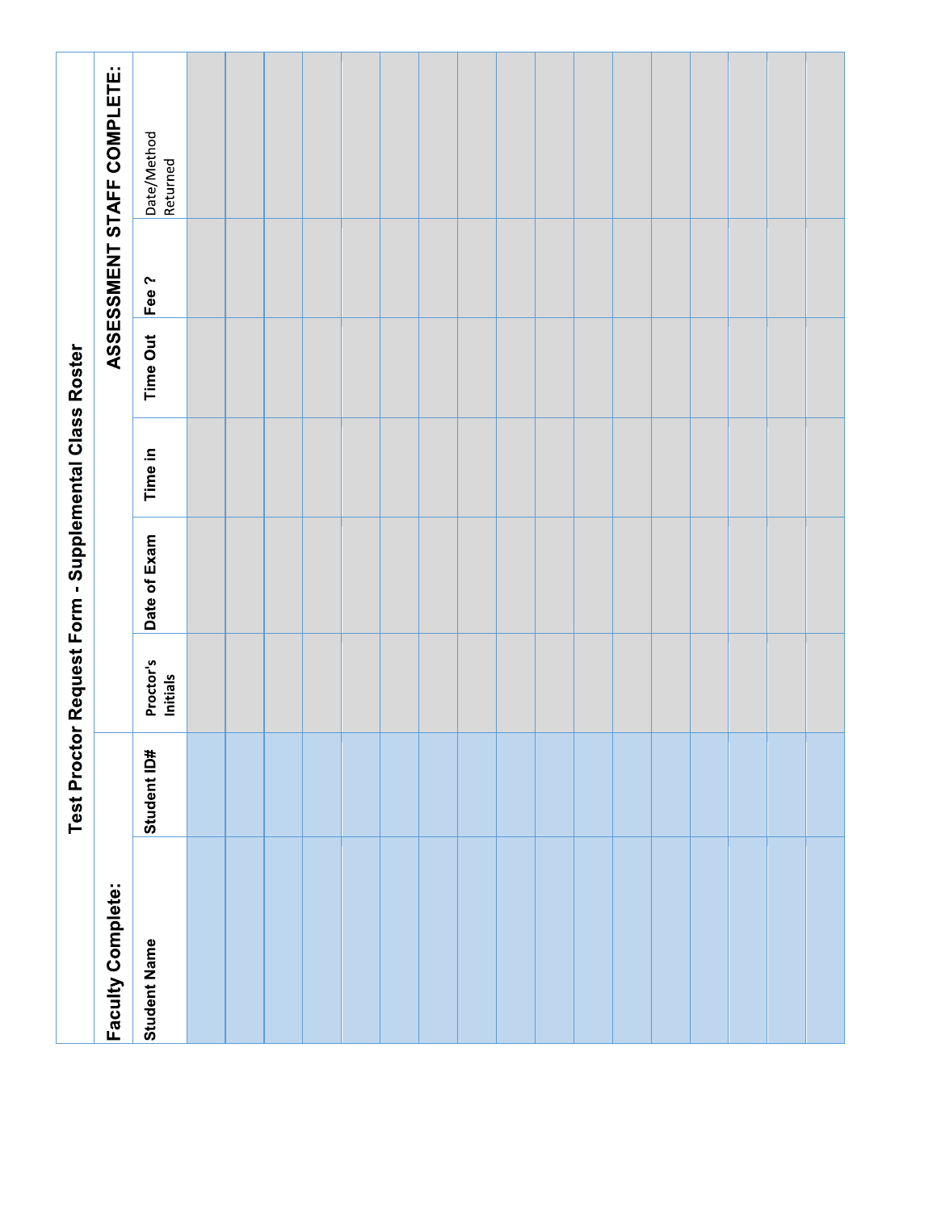# Test Proctor Request Form - Supplemental Class Roster

| Faculty Complete: | | ASSESSMENT STAFF COMPLETE: | | | | | |
|---|---|---|---|---|---|---|---|
| Student Name | Student ID# | Proctor's Initials | Date of Exam | Time in | Time Out | Fee ? | Date/Method Returned |
| | | | | | | | |
| | | | | | | | |
| | | | | | | | |
| | | | | | | | |
| | | | | | | | |
| | | | | | | | |
| | | | | | | | |
| | | | | | | | |
| | | | | | | | |
| | | | | | | | |
| | | | | | | | |
| | | | | | | | |
| | | | | | | | |
| | | | | | | | |
| | | | | | | | |
| | | | | | | | |
| | | | | | | | |